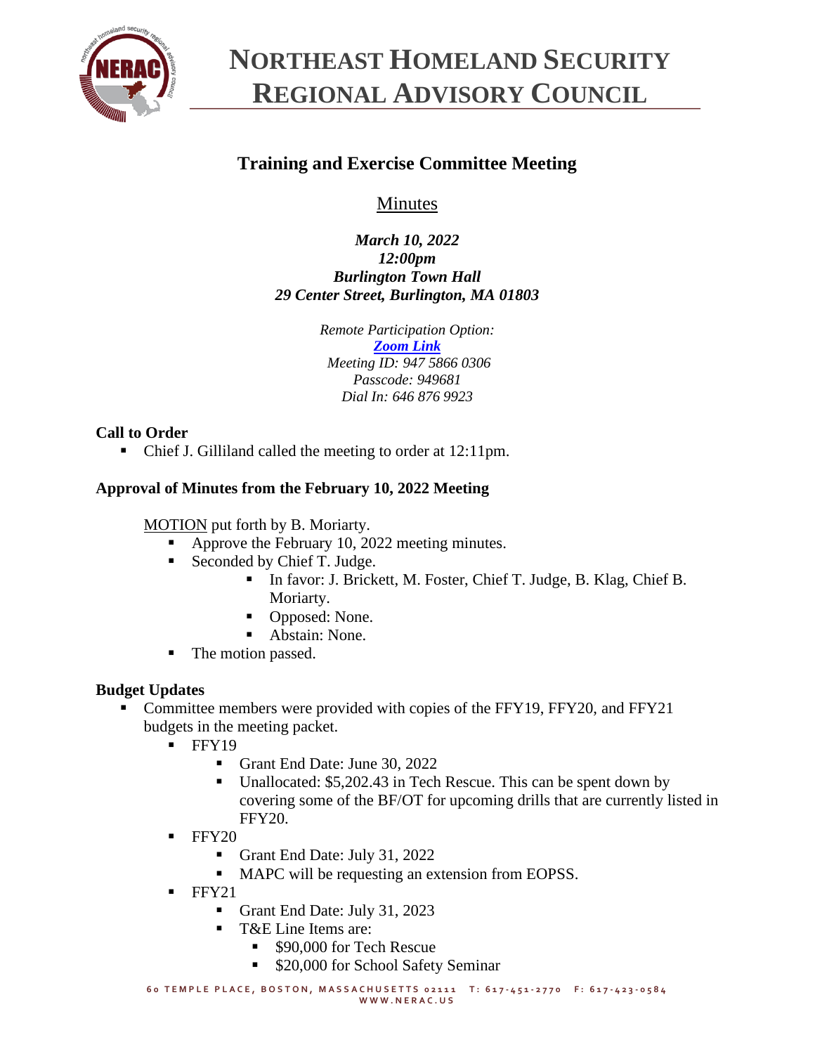# NORTHEAST HOMELAND SECURITY REGIONAL ADVISORY COUNCIL

## Training and Exercise Committee Meeting

Minutes

***March 10, 2022***
***12:00pm***
***Burlington Town Hall***
***29 Center Street, Burlington, MA 01803***

*Remote Participation Option:*
***Zoom Link***
*Meeting ID: 947 5866 0306*
*Passcode: 949681*
*Dial In: 646 876 9923*

### Call to Order

- Chief J. Gilliland called the meeting to order at 12:11pm.

### Approval of Minutes from the February 10, 2022 Meeting

MOTION put forth by B. Moriarty.

- Approve the February 10, 2022 meeting minutes.
- Seconded by Chief T. Judge.
    - In favor: J. Brickett, M. Foster, Chief T. Judge, B. Klag, Chief B. Moriarty.
    - Opposed: None.
    - Abstain: None.
- The motion passed.

### Budget Updates

- Committee members were provided with copies of the FFY19, FFY20, and FFY21 budgets in the meeting packet.
    - FFY19
        - Grant End Date: June 30, 2022
        - Unallocated: $5,202.43 in Tech Rescue. This can be spent down by covering some of the BF/OT for upcoming drills that are currently listed in FFY20.
    - FFY20
        - Grant End Date: July 31, 2022
        - MAPC will be requesting an extension from EOPSS.
    - FFY21
        - Grant End Date: July 31, 2023
        - T&E Line Items are:
            - $90,000 for Tech Rescue
            - $20,000 for School Safety Seminar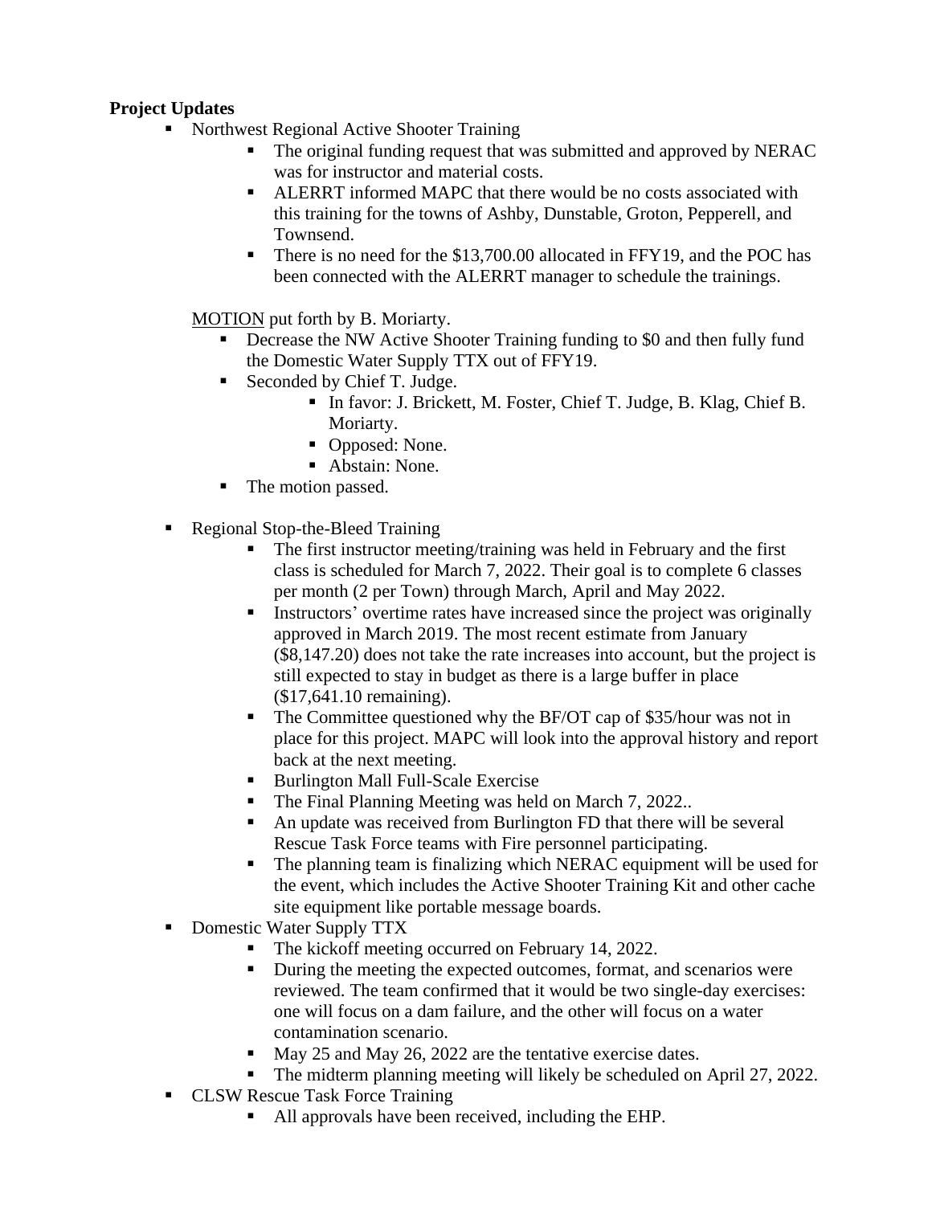**Project Updates**

- Northwest Regional Active Shooter Training
    - The original funding request that was submitted and approved by NERAC was for instructor and material costs.
    - ALERRT informed MAPC that there would be no costs associated with this training for the towns of Ashby, Dunstable, Groton, Pepperell, and Townsend.
    - There is no need for the $13,700.00 allocated in FFY19, and the POC has been connected with the ALERRT manager to schedule the trainings.

  MOTION put forth by B. Moriarty.
    - Decrease the NW Active Shooter Training funding to $0 and then fully fund the Domestic Water Supply TTX out of FFY19.
    - Seconded by Chief T. Judge.
        - In favor: J. Brickett, M. Foster, Chief T. Judge, B. Klag, Chief B. Moriarty.
        - Opposed: None.
        - Abstain: None.
    - The motion passed.

- Regional Stop-the-Bleed Training
    - The first instructor meeting/training was held in February and the first class is scheduled for March 7, 2022. Their goal is to complete 6 classes per month (2 per Town) through March, April and May 2022.
    - Instructors' overtime rates have increased since the project was originally approved in March 2019. The most recent estimate from January ($8,147.20) does not take the rate increases into account, but the project is still expected to stay in budget as there is a large buffer in place ($17,641.10 remaining).
    - The Committee questioned why the BF/OT cap of $35/hour was not in place for this project. MAPC will look into the approval history and report back at the next meeting.
    - Burlington Mall Full-Scale Exercise
    - The Final Planning Meeting was held on March 7, 2022..
    - An update was received from Burlington FD that there will be several Rescue Task Force teams with Fire personnel participating.
    - The planning team is finalizing which NERAC equipment will be used for the event, which includes the Active Shooter Training Kit and other cache site equipment like portable message boards.
- Domestic Water Supply TTX
    - The kickoff meeting occurred on February 14, 2022.
    - During the meeting the expected outcomes, format, and scenarios were reviewed. The team confirmed that it would be two single-day exercises: one will focus on a dam failure, and the other will focus on a water contamination scenario.
    - May 25 and May 26, 2022 are the tentative exercise dates.
    - The midterm planning meeting will likely be scheduled on April 27, 2022.
- CLSW Rescue Task Force Training
    - All approvals have been received, including the EHP.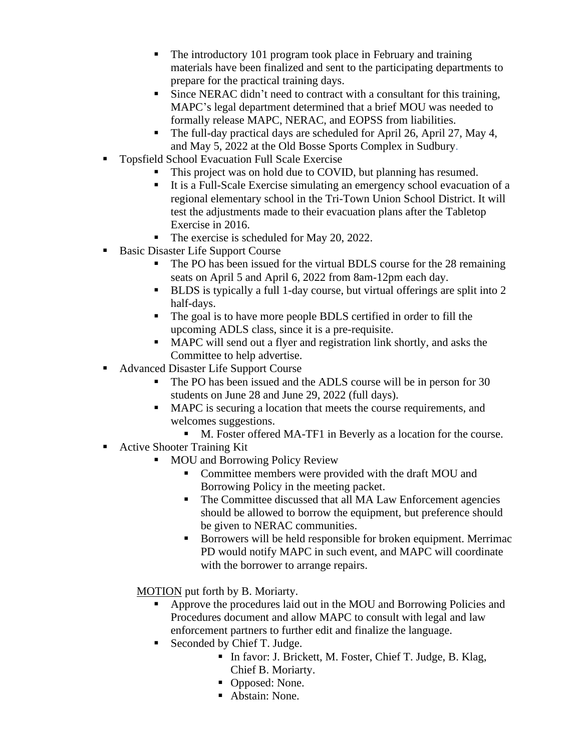- The introductory 101 program took place in February and training materials have been finalized and sent to the participating departments to prepare for the practical training days.
    - Since NERAC didn't need to contract with a consultant for this training, MAPC's legal department determined that a brief MOU was needed to formally release MAPC, NERAC, and EOPSS from liabilities.
    - The full-day practical days are scheduled for April 26, April 27, May 4, and May 5, 2022 at the Old Bosse Sports Complex in Sudbury.
- Topsfield School Evacuation Full Scale Exercise
    - This project was on hold due to COVID, but planning has resumed.
    - It is a Full-Scale Exercise simulating an emergency school evacuation of a regional elementary school in the Tri-Town Union School District. It will test the adjustments made to their evacuation plans after the Tabletop Exercise in 2016.
    - The exercise is scheduled for May 20, 2022.
- Basic Disaster Life Support Course
    - The PO has been issued for the virtual BDLS course for the 28 remaining seats on April 5 and April 6, 2022 from 8am-12pm each day.
    - BLDS is typically a full 1-day course, but virtual offerings are split into 2 half-days.
    - The goal is to have more people BDLS certified in order to fill the upcoming ADLS class, since it is a pre-requisite.
    - MAPC will send out a flyer and registration link shortly, and asks the Committee to help advertise.
- Advanced Disaster Life Support Course
    - The PO has been issued and the ADLS course will be in person for 30 students on June 28 and June 29, 2022 (full days).
    - MAPC is securing a location that meets the course requirements, and welcomes suggestions.
        - M. Foster offered MA-TF1 in Beverly as a location for the course.
- Active Shooter Training Kit
    - MOU and Borrowing Policy Review
        - Committee members were provided with the draft MOU and Borrowing Policy in the meeting packet.
        - The Committee discussed that all MA Law Enforcement agencies should be allowed to borrow the equipment, but preference should be given to NERAC communities.
        - Borrowers will be held responsible for broken equipment. Merrimac PD would notify MAPC in such event, and MAPC will coordinate with the borrower to arrange repairs.

<u>MOTION</u> put forth by B. Moriarty.

- Approve the procedures laid out in the MOU and Borrowing Policies and Procedures document and allow MAPC to consult with legal and law enforcement partners to further edit and finalize the language.
- Seconded by Chief T. Judge.
    - In favor: J. Brickett, M. Foster, Chief T. Judge, B. Klag, Chief B. Moriarty.
    - Opposed: None.
    - Abstain: None.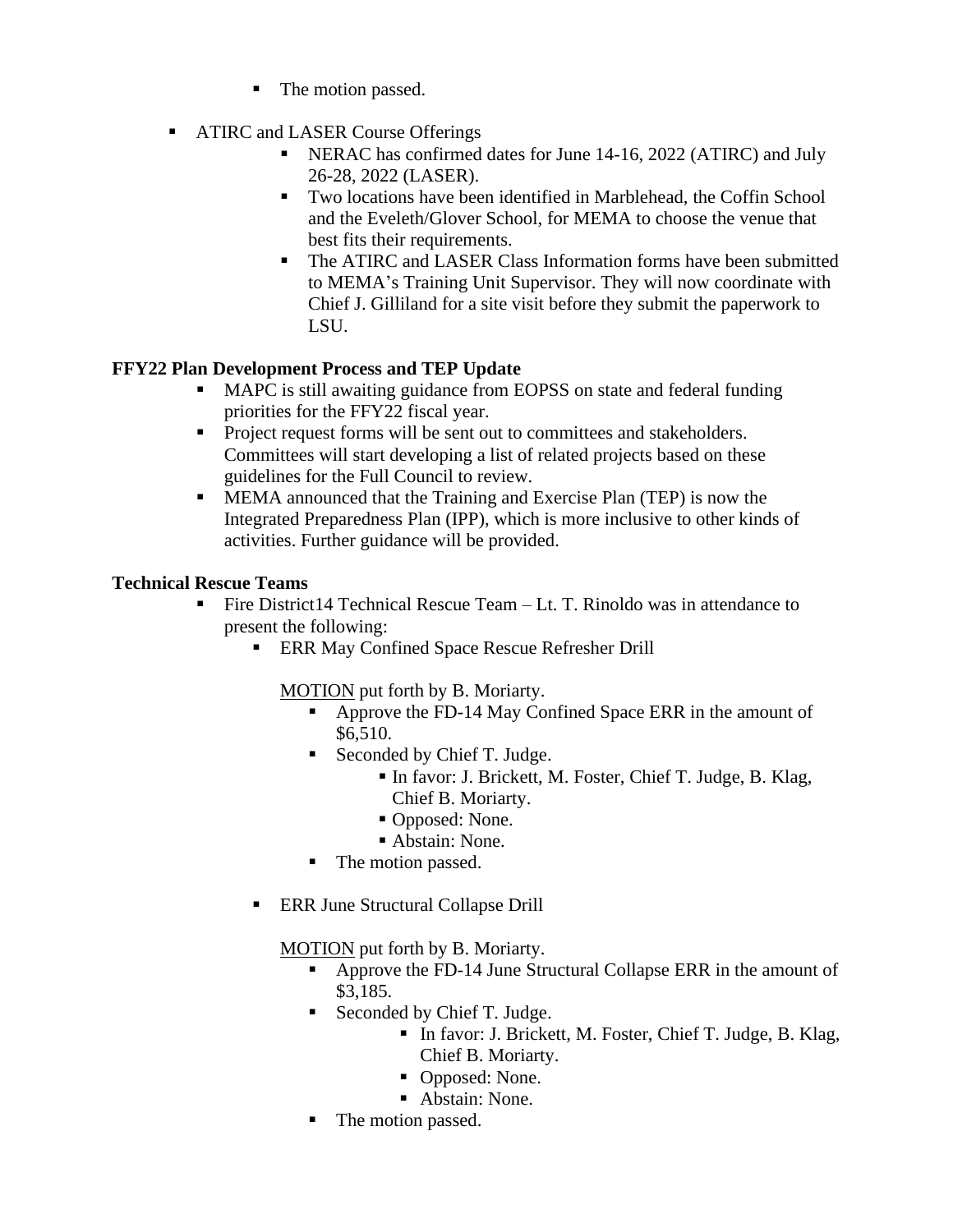- The motion passed.

- ATIRC and LASER Course Offerings
  - NERAC has confirmed dates for June 14-16, 2022 (ATIRC) and July 26-28, 2022 (LASER).
  - Two locations have been identified in Marblehead, the Coffin School and the Eveleth/Glover School, for MEMA to choose the venue that best fits their requirements.
  - The ATIRC and LASER Class Information forms have been submitted to MEMA's Training Unit Supervisor. They will now coordinate with Chief J. Gilliland for a site visit before they submit the paperwork to LSU.

**FFY22 Plan Development Process and TEP Update**

- MAPC is still awaiting guidance from EOPSS on state and federal funding priorities for the FFY22 fiscal year.
- Project request forms will be sent out to committees and stakeholders. Committees will start developing a list of related projects based on these guidelines for the Full Council to review.
- MEMA announced that the Training and Exercise Plan (TEP) is now the Integrated Preparedness Plan (IPP), which is more inclusive to other kinds of activities. Further guidance will be provided.

**Technical Rescue Teams**

- Fire District14 Technical Rescue Team – Lt. T. Rinoldo was in attendance to present the following:
  - ERR May Confined Space Rescue Refresher Drill

    MOTION put forth by B. Moriarty.
    - Approve the FD-14 May Confined Space ERR in the amount of $6,510.
    - Seconded by Chief T. Judge.
      - In favor: J. Brickett, M. Foster, Chief T. Judge, B. Klag, Chief B. Moriarty.
      - Opposed: None.
      - Abstain: None.
    - The motion passed.

  - ERR June Structural Collapse Drill

    MOTION put forth by B. Moriarty.
    - Approve the FD-14 June Structural Collapse ERR in the amount of $3,185.
    - Seconded by Chief T. Judge.
      - In favor: J. Brickett, M. Foster, Chief T. Judge, B. Klag, Chief B. Moriarty.
      - Opposed: None.
      - Abstain: None.
    - The motion passed.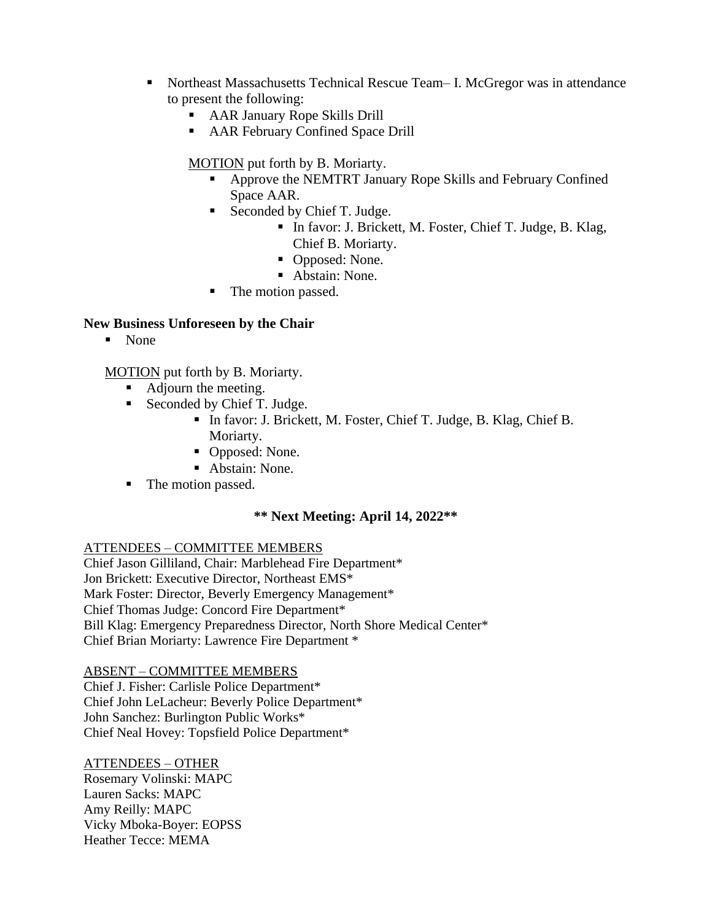- Northeast Massachusetts Technical Rescue Team– I. McGregor was in attendance to present the following:
  - AAR January Rope Skills Drill
  - AAR February Confined Space Drill

  <u>MOTION</u> put forth by B. Moriarty.
  - Approve the NEMTRT January Rope Skills and February Confined Space AAR.
  - Seconded by Chief T. Judge.
    - In favor: J. Brickett, M. Foster, Chief T. Judge, B. Klag, Chief B. Moriarty.
    - Opposed: None.
    - Abstain: None.
  - The motion passed.

**New Business Unforeseen by the Chair**

- None

<u>MOTION</u> put forth by B. Moriarty.

- Adjourn the meeting.
- Seconded by Chief T. Judge.
  - In favor: J. Brickett, M. Foster, Chief T. Judge, B. Klag, Chief B. Moriarty.
  - Opposed: None.
  - Abstain: None.
- The motion passed.

**** Next Meeting: April 14, 2022****

<u>ATTENDEES – COMMITTEE MEMBERS</u>
Chief Jason Gilliland, Chair: Marblehead Fire Department*
Jon Brickett: Executive Director, Northeast EMS*
Mark Foster: Director, Beverly Emergency Management*
Chief Thomas Judge: Concord Fire Department*
Bill Klag: Emergency Preparedness Director, North Shore Medical Center*
Chief Brian Moriarty: Lawrence Fire Department *

<u>ABSENT – COMMITTEE MEMBERS</u>
Chief J. Fisher: Carlisle Police Department*
Chief John LeLacheur: Beverly Police Department*
John Sanchez: Burlington Public Works*
Chief Neal Hovey: Topsfield Police Department*

<u>ATTENDEES – OTHER</u>
Rosemary Volinski: MAPC
Lauren Sacks: MAPC
Amy Reilly: MAPC
Vicky Mboka-Boyer: EOPSS
Heather Tecce: MEMA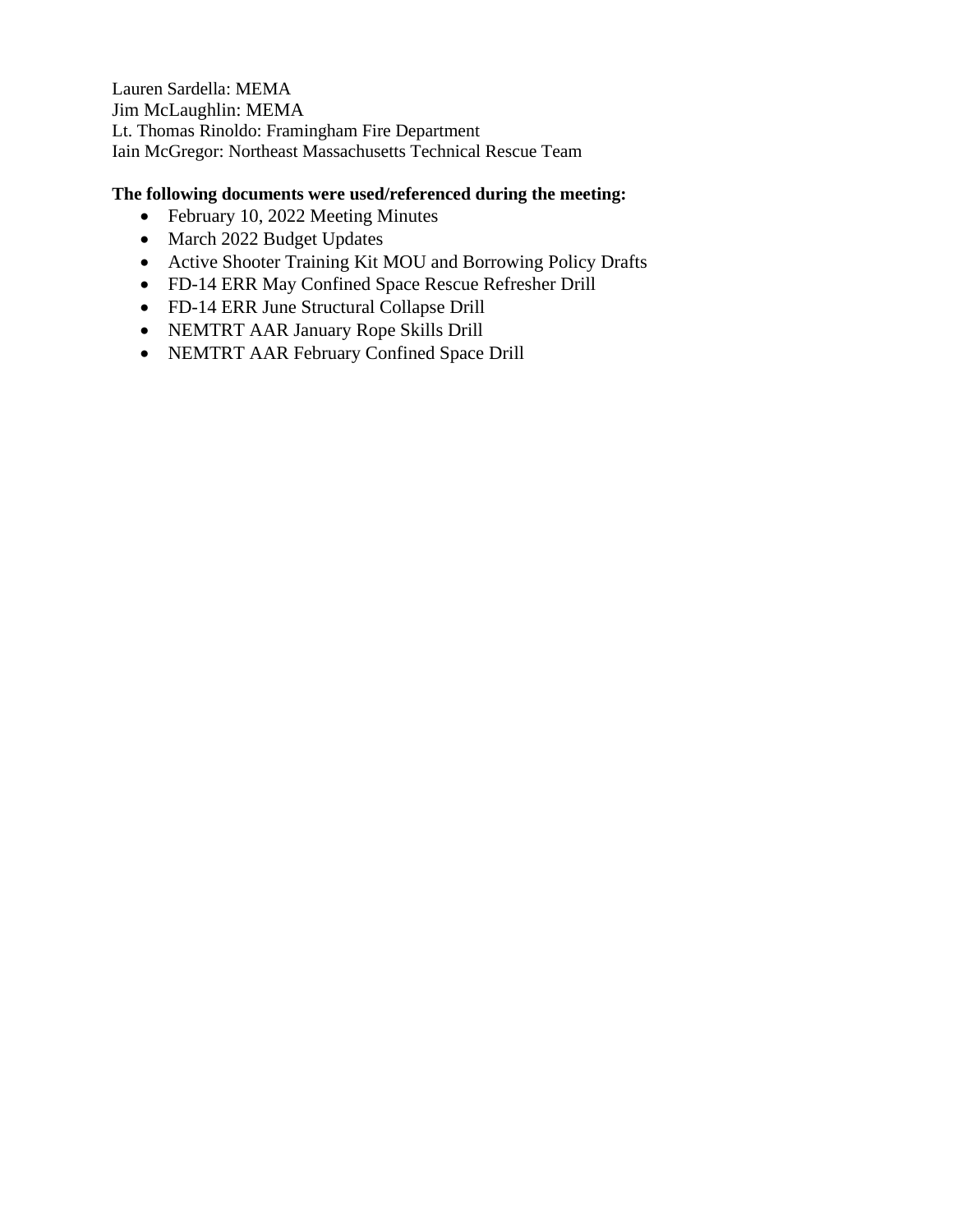Lauren Sardella: MEMA
Jim McLaughlin: MEMA
Lt. Thomas Rinoldo: Framingham Fire Department
Iain McGregor: Northeast Massachusetts Technical Rescue Team

**The following documents were used/referenced during the meeting:**

- February 10, 2022 Meeting Minutes
- March 2022 Budget Updates
- Active Shooter Training Kit MOU and Borrowing Policy Drafts
- FD-14 ERR May Confined Space Rescue Refresher Drill
- FD-14 ERR June Structural Collapse Drill
- NEMTRT AAR January Rope Skills Drill
- NEMTRT AAR February Confined Space Drill